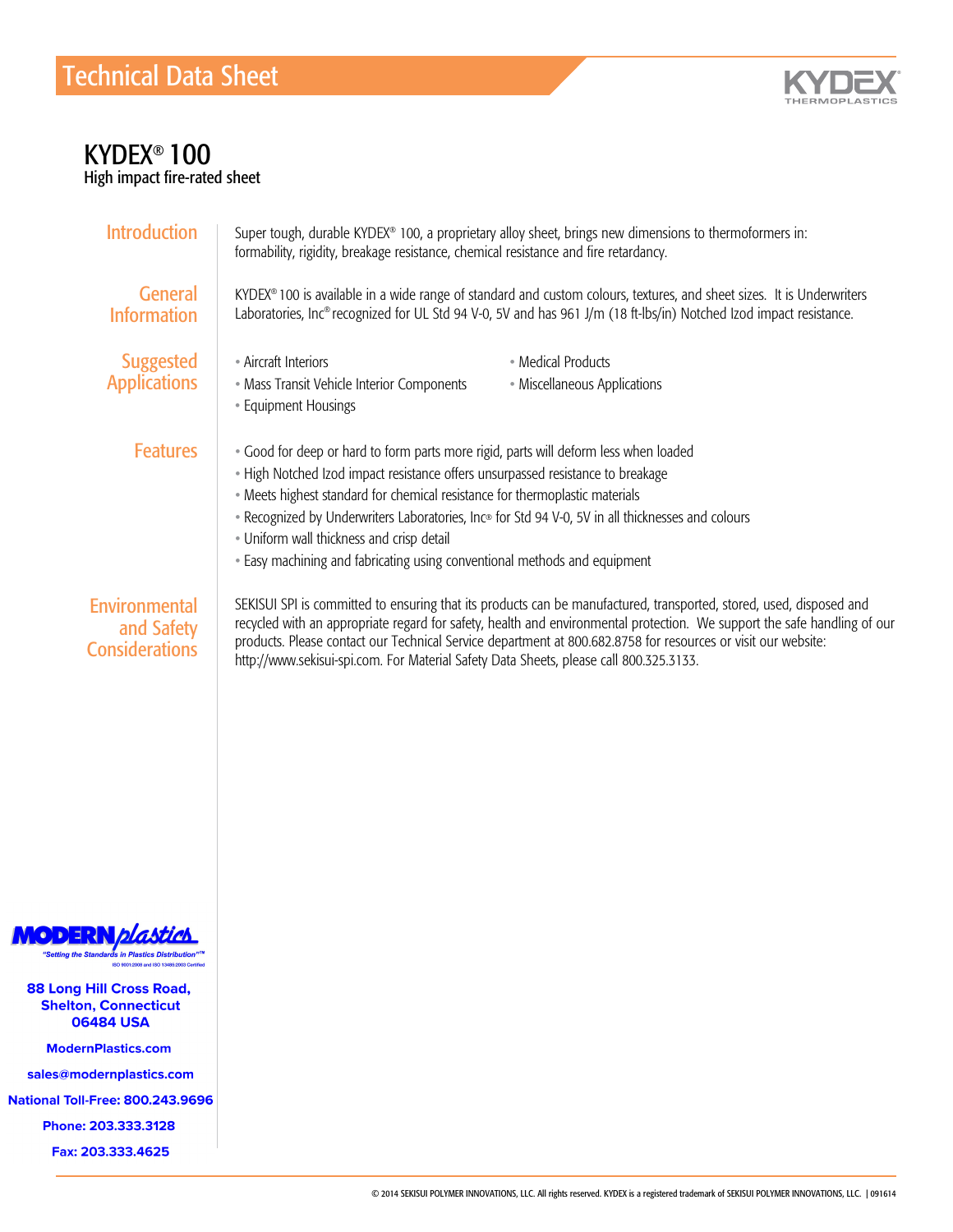# Technical Data Sheet

KYDEX THERMOPLASTICS

## KYDEX® 100

High impact fire-rated sheet

### Introduction

Super tough, durable KYDEX® 100, a proprietary alloy sheet, brings new dimensions to thermoformers in: formability, rigidity, breakage resistance, chemical resistance and fire retardancy.

### General Information

KYDEX® 100 is available in a wide range of standard and custom colours, textures, and sheet sizes. It is Underwriters Laboratories, Inc® recognized for UL Std 94 V-0, 5V and has 961 J/m (18 ft-lbs/in) Notched Izod impact resistance.

### Suggested Applications

- Aircraft Interiors
- Mass Transit Vehicle Interior Components
- Equipment Housings
- Medical Products
- Miscellaneous Applications

### Features

- Good for deep or hard to form parts more rigid, parts will deform less when loaded
- High Notched Izod impact resistance offers unsurpassed resistance to breakage
- Meets highest standard for chemical resistance for thermoplastic materials
- Recognized by Underwriters Laboratories, Inc® for Std 94 V-0, 5V in all thicknesses and colours
- Uniform wall thickness and crisp detail
- Easy machining and fabricating using conventional methods and equipment

### Environmental and Safety Considerations

SEKISUI SPI is committed to ensuring that its products can be manufactured, transported, stored, used, disposed and recycled with an appropriate regard for safety, health and environmental protection. We support the safe handling of our products. Please contact our Technical Service department at 800.682.8758 for resources or visit our website: http://www.sekisui-spi.com. For Material Safety Data Sheets, please call 800.325.3133.

---

**MODERN plastics**
"Setting the Standards in Plastics Distribution"™
ISO 9001:2008 and ISO 13485:2003 Certified

**88 Long Hill Cross Road,
Shelton, Connecticut
06484 USA**

**ModernPlastics.com**

**sales@modernplastics.com**

**National Toll-Free: 800.243.9696**

**Phone: 203.333.3128**

**Fax: 203.333.4625**

© 2014 SEKISUI POLYMER INNOVATIONS, LLC. All rights reserved. KYDEX is a registered trademark of SEKISUI POLYMER INNOVATIONS, LLC. | 091614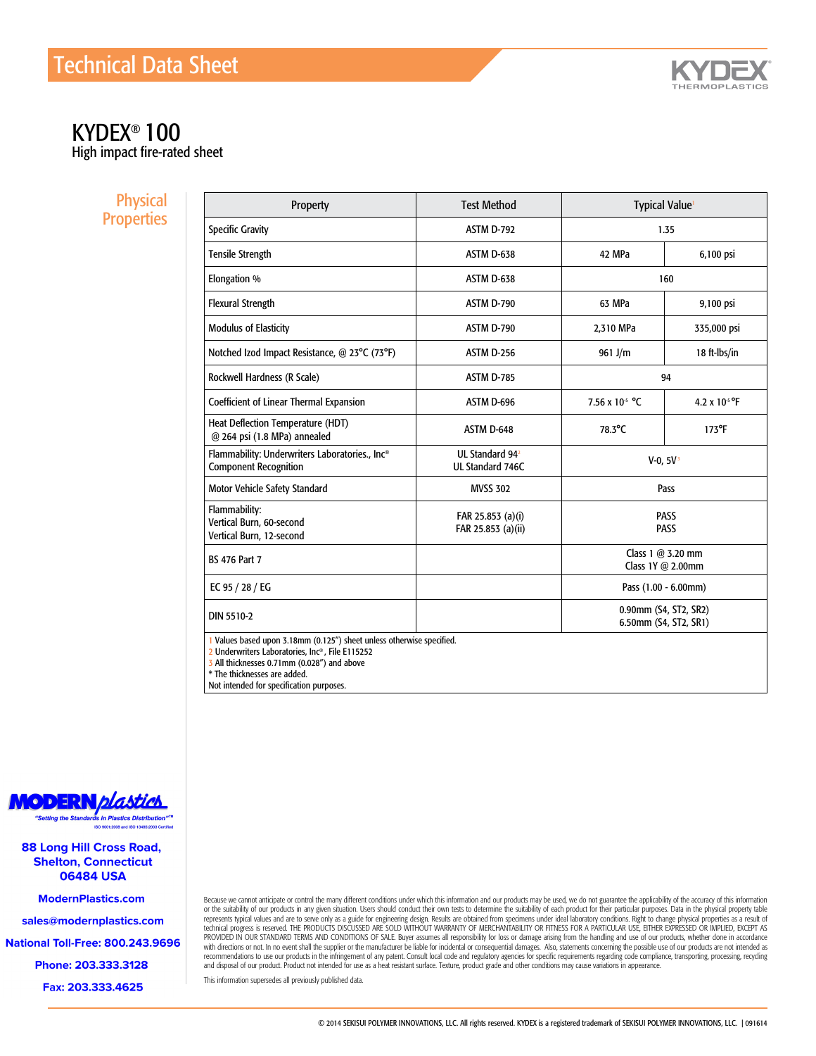# Technical Data Sheet

KYDEX THERMOPLASTICS

## KYDEX® 100

High impact fire-rated sheet

### Physical Properties

| Property | Test Method | Typical Value[1] | |
|---|---|---|---|
| Specific Gravity | ASTM D-792 | 1.35 | |
| Tensile Strength | ASTM D-638 | 42 MPa | 6,100 psi |
| Elongation % | ASTM D-638 | 160 | |
| Flexural Strength | ASTM D-790 | 63 MPa | 9,100 psi |
| Modulus of Elasticity | ASTM D-790 | 2,310 MPa | 335,000 psi |
| Notched Izod Impact Resistance, @ 23°C (73°F) | ASTM D-256 | 961 J/m | 18 ft-lbs/in |
| Rockwell Hardness (R Scale) | ASTM D-785 | 94 | |
| Coefficient of Linear Thermal Expansion | ASTM D-696 | $7.56 \times 10^{-5}$ °C | $4.2 \times 10^{-5}$ °F |
| Heat Deflection Temperature (HDT) @ 264 psi (1.8 MPa) annealed | ASTM D-648 | 78.3°C | 173°F |
| Flammability: Underwriters Laboratories., Inc® Component Recognition | UL Standard 94[2] UL Standard 746C | V-0, 5V[3] | |
| Motor Vehicle Safety Standard | MVSS 302 | Pass | |
| Flammability: Vertical Burn, 60-second Vertical Burn, 12-second | FAR 25.853 (a)(i) FAR 25.853 (a)(ii) | PASS PASS | |
| BS 476 Part 7 | | Class 1 @ 3.20 mm Class 1Y @ 2.00mm | |
| EC 95 / 28 / EG | | Pass (1.00 - 6.00mm) | |
| DIN 5510-2 | | 0.90mm (S4, ST2, SR2) 6.50mm (S4, ST2, SR1) | |

1 Values based upon 3.18mm (0.125") sheet unless otherwise specified.
2 Underwriters Laboratories, Inc®, File E115252
3 All thicknesses 0.71mm (0.028") and above
* The thicknesses are added.
Not intended for specification purposes.

MODERN plastics
"Setting the Standards in Plastics Distribution"℠
ISO 9001:2008 and ISO 13485:2003 Certified

88 Long Hill Cross Road,
Shelton, Connecticut
06484 USA

ModernPlastics.com

sales@modernplastics.com

National Toll-Free: 800.243.9696

Phone: 203.333.3128

Fax: 203.333.4625

Because we cannot anticipate or control the many different conditions under which this information and our products may be used, we do not guarantee the applicability of the accuracy of this information or the suitability of our products in any given situation. Users should conduct their own tests to determine the suitability of each product for their particular purposes. Data in the physical property table represents typical values and are to serve only as a guide for engineering design. Results are obtained from specimens under ideal laboratory conditions. Right to change physical properties as a result of technical progress is reserved. THE PRODUCTS DISCUSSED ARE SOLD WITHOUT WARRANTY OF MERCHANTABILITY OR FITNESS FOR A PARTICULAR USE, EITHER EXPRESSED OR IMPLIED, EXCEPT AS PROVIDED IN OUR STANDARD TERMS AND CONDITIONS OF SALE. Buyer assumes all responsibility for loss or damage arising from the handling and use of our products, whether done in accordance with directions or not. In no event shall the supplier or the manufacturer be liable for incidental or consequential damages. Also, statements concerning the possible use of our products are not intended as recommendations to use our products in the infringement of any patent. Consult local code and regulatory agencies for specific requirements regarding code compliance, transporting, processing, recycling and disposal of our product. Product not intended for use as a heat resistant surface. Texture, product grade and other conditions may cause variations in appearance.

This information supersedes all previously published data.

© 2014 SEKISUI POLYMER INNOVATIONS, LLC. All rights reserved. KYDEX is a registered trademark of SEKISUI POLYMER INNOVATIONS, LLC. | 091614